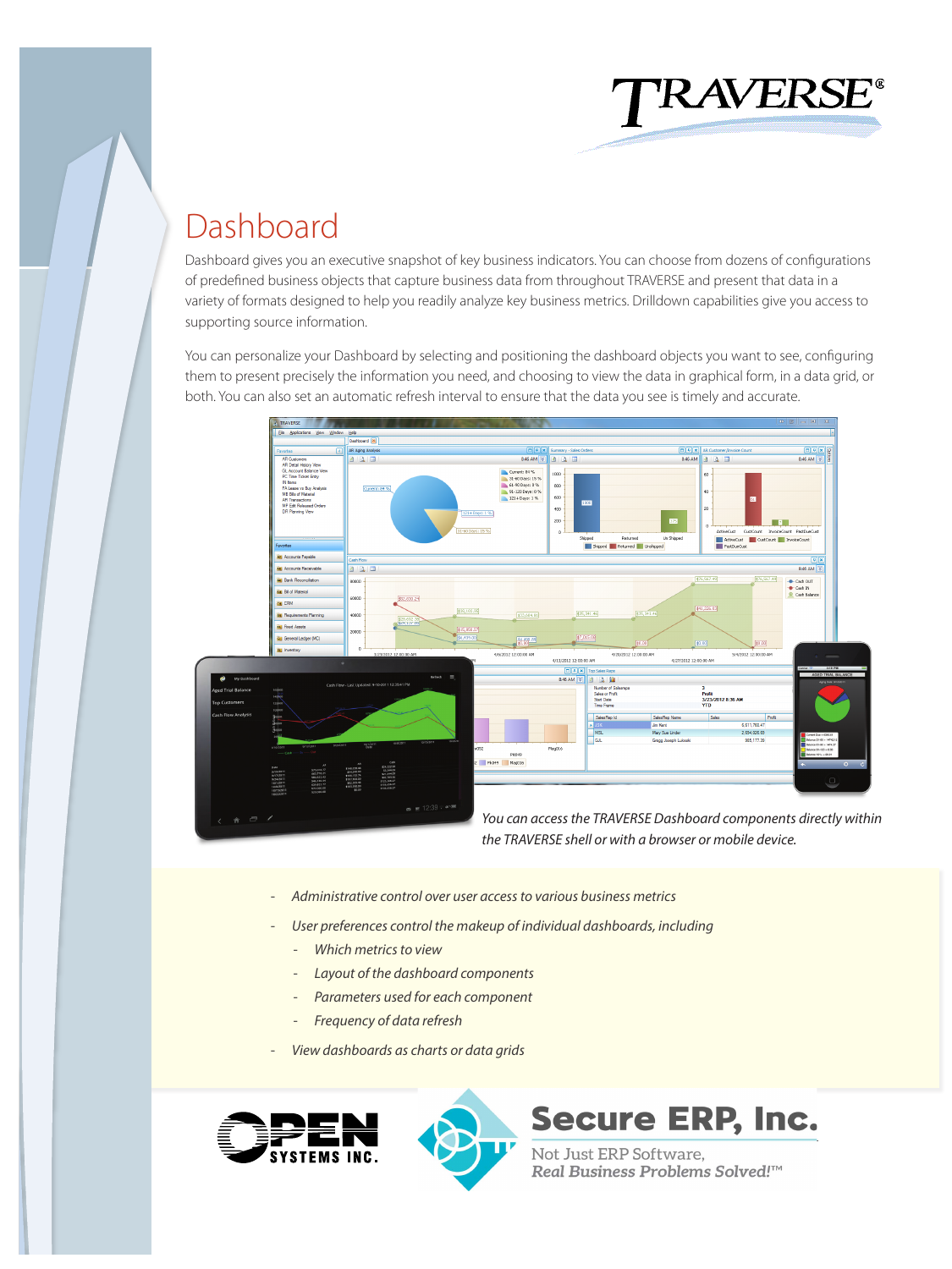# Dashboard

Dashboard gives you an executive snapshot of key business indicators. You can choose from dozens of configurations of predefined business objects that capture business data from throughout TRAVERSE and present that data in a variety of formats designed to help you readily analyze key business metrics. Drilldown capabilities give you access to supporting source information.

You can personalize your Dashboard by selecting and positioning the dashboard objects you want to see, configuring them to present precisely the information you need, and choosing to view the data in graphical form, in a data grid, or both. You can also set an automatic refresh interval to ensure that the data you see is timely and accurate.

*You can access the TRAVERSE Dashboard components directly within the TRAVERSE shell or with a browser or mobile device.*

- *Administrative control over user access to various business metrics*
- *User preferences control the makeup of individual dashboards, including*
  - *Which metrics to view*
  - *Layout of the dashboard components*
  - *Parameters used for each component*
  - *Frequency of data refresh*
- *View dashboards as charts or data grids*

OPEN SYSTEMS INC.

**Secure ERP, Inc.**

Not Just ERP Software,
*Real Business Problems Solved!™*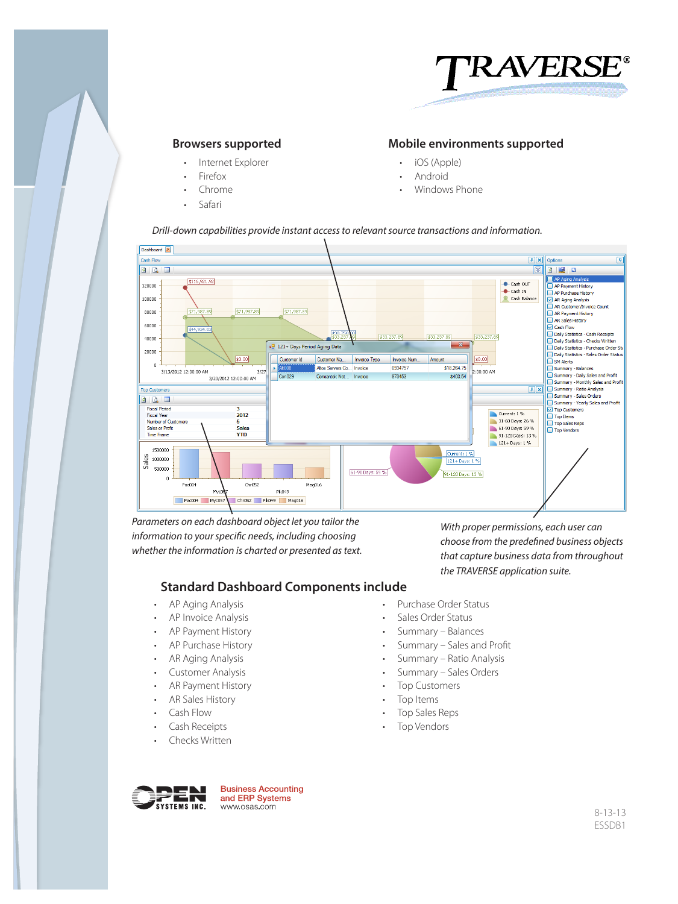TRAVERSE®

### Browsers supported

- Internet Explorer
- Firefox
- Chrome
- Safari

### Mobile environments supported

- iOS (Apple)
- Android
- Windows Phone

*Drill-down capabilities provide instant access to relevant source transactions and information.*

*Parameters on each dashboard object let you tailor the information to your specific needs, including choosing whether the information is charted or presented as text.*

*With proper permissions, each user can choose from the predefined business objects that capture business data from throughout the TRAVERSE application suite.*

## Standard Dashboard Components include

- AP Aging Analysis
- AP Invoice Analysis
- AP Payment History
- AP Purchase History
- AR Aging Analysis
- Customer Analysis
- AR Payment History
- AR Sales History
- Cash Flow
- Cash Receipts
- Checks Written
- Purchase Order Status
- Sales Order Status
- Summary – Balances
- Summary – Sales and Profit
- Summary – Ratio Analysis
- Summary – Sales Orders
- Top Customers
- Top Items
- Top Sales Reps
- Top Vendors

OPEN SYSTEMS INC.
Business Accounting and ERP Systems
www.osas.com

8-13-13
ESSDB1